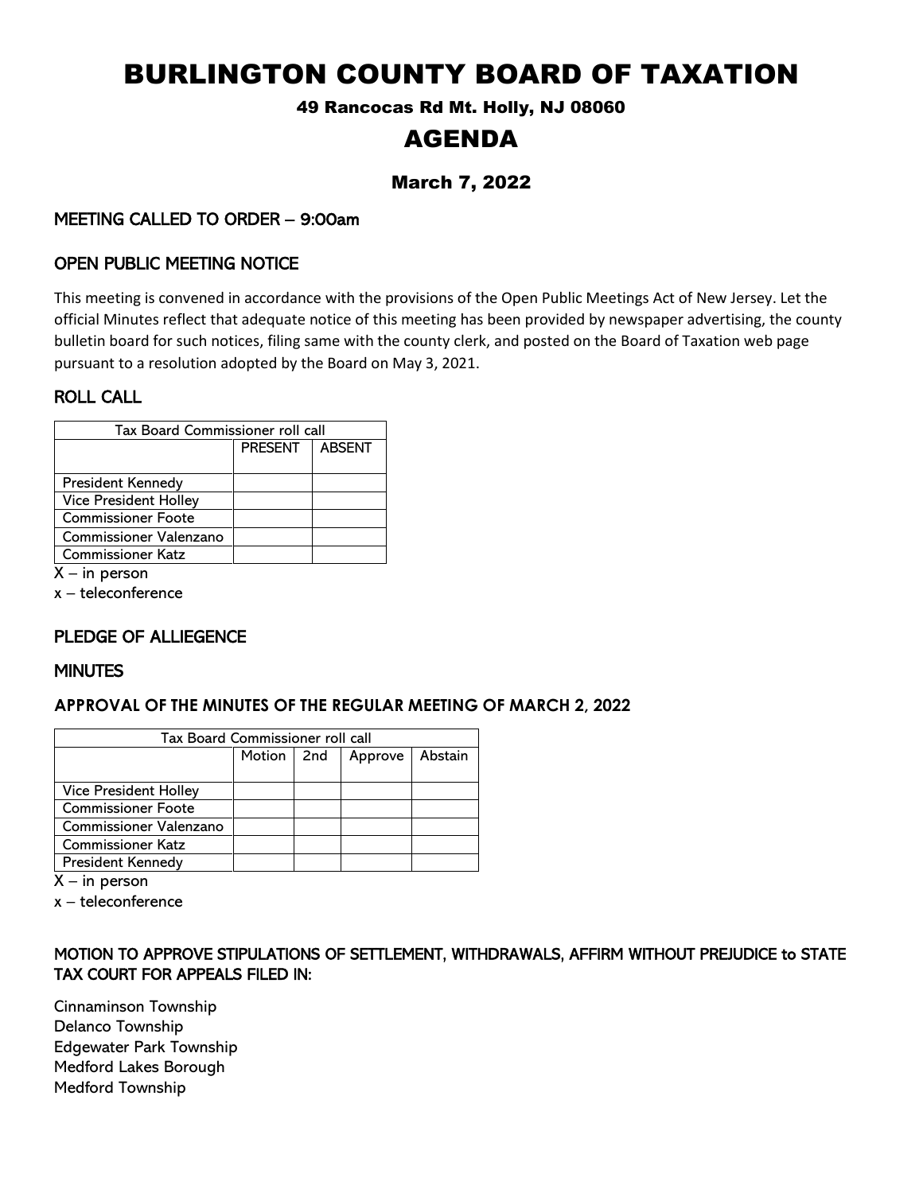# BURLINGTON COUNTY BOARD OF TAXATION

49 Rancocas Rd Mt. Holly, NJ 08060

## AGENDA

### March 7, 2022

### MEETING CALLED TO ORDER – 9:00am

### OPEN PUBLIC MEETING NOTICE

This meeting is convened in accordance with the provisions of the Open Public Meetings Act of New Jersey. Let the official Minutes reflect that adequate notice of this meeting has been provided by newspaper advertising, the county bulletin board for such notices, filing same with the county clerk, and posted on the Board of Taxation web page pursuant to a resolution adopted by the Board on May 3, 2021.

### ROLL CALL

| Tax Board Commissioner roll call | | |
|---|---|---|
| | PRESENT | ABSENT |
| President Kennedy | | |
| Vice President Holley | | |
| Commissioner Foote | | |
| Commissioner Valenzano | | |
| Commissioner Katz | | |

X – in person

x – teleconference

### PLEDGE OF ALLIEGENCE

### MINUTES

#### APPROVAL OF THE MINUTES OF THE REGULAR MEETING OF MARCH 2, 2022

| Tax Board Commissioner roll call | | | | |
|---|---|---|---|---|
| | Motion | 2nd | Approve | Abstain |
| Vice President Holley | | | | |
| Commissioner Foote | | | | |
| Commissioner Valenzano | | | | |
| Commissioner Katz | | | | |
| President Kennedy | | | | |

X – in person

x – teleconference

### MOTION TO APPROVE STIPULATIONS OF SETTLEMENT, WITHDRAWALS, AFFIRM WITHOUT PREJUDICE to STATE TAX COURT FOR APPEALS FILED IN:

Cinnaminson Township
Delanco Township
Edgewater Park Township
Medford Lakes Borough
Medford Township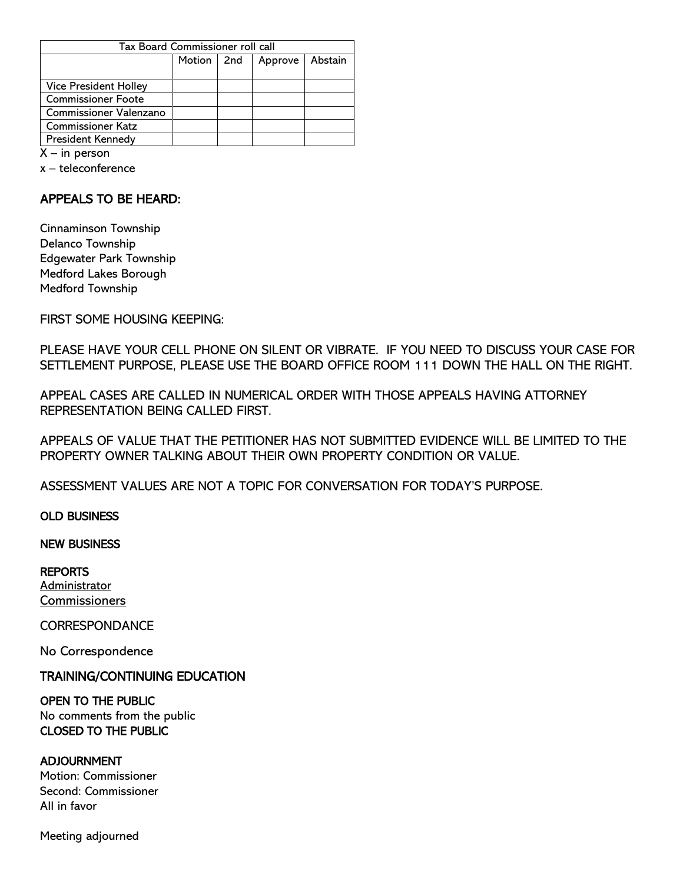| Tax Board Commissioner roll call | | | | |
|---|---|---|---|---|
| | Motion | 2nd | Approve | Abstain |
| Vice President Holley | | | | |
| Commissioner Foote | | | | |
| Commissioner Valenzano | | | | |
| Commissioner Katz | | | | |
| President Kennedy | | | | |

X – in person

x – teleconference

## APPEALS TO BE HEARD:

Cinnaminson Township
Delanco Township
Edgewater Park Township
Medford Lakes Borough
Medford Township

FIRST SOME HOUSING KEEPING:

PLEASE HAVE YOUR CELL PHONE ON SILENT OR VIBRATE. IF YOU NEED TO DISCUSS YOUR CASE FOR SETTLEMENT PURPOSE, PLEASE USE THE BOARD OFFICE ROOM 111 DOWN THE HALL ON THE RIGHT.

APPEAL CASES ARE CALLED IN NUMERICAL ORDER WITH THOSE APPEALS HAVING ATTORNEY REPRESENTATION BEING CALLED FIRST.

APPEALS OF VALUE THAT THE PETITIONER HAS NOT SUBMITTED EVIDENCE WILL BE LIMITED TO THE PROPERTY OWNER TALKING ABOUT THEIR OWN PROPERTY CONDITION OR VALUE.

ASSESSMENT VALUES ARE NOT A TOPIC FOR CONVERSATION FOR TODAY'S PURPOSE.

## OLD BUSINESS

## NEW BUSINESS

## REPORTS

Administrator

Commissioners

CORRESPONDANCE

No Correspondence

## TRAINING/CONTINUING EDUCATION

## OPEN TO THE PUBLIC

No comments from the public

## CLOSED TO THE PUBLIC

## ADJOURNMENT

Motion: Commissioner
Second: Commissioner
All in favor

Meeting adjourned